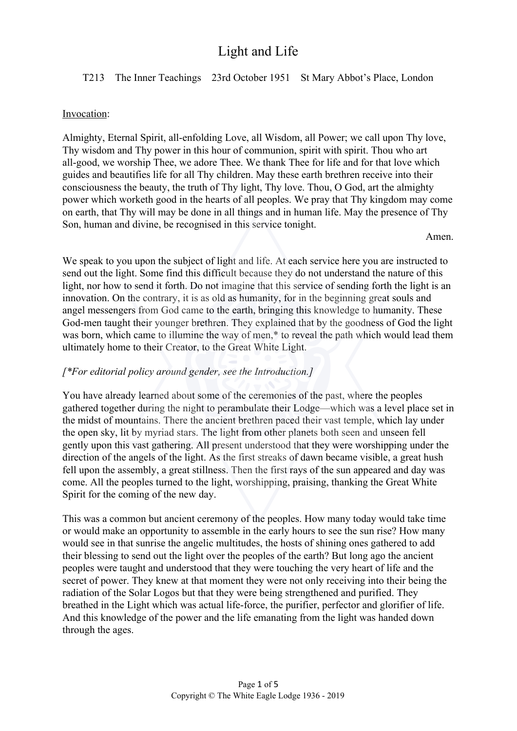# Light and Life

T213 The Inner Teachings 23rd October 1951 St Mary Abbot's Place, London

Invocation:

Almighty, Eternal Spirit, all-enfolding Love, all Wisdom, all Power; we call upon Thy love, Thy wisdom and Thy power in this hour of communion, spirit with spirit. Thou who art all-good, we worship Thee, we adore Thee. We thank Thee for life and for that love which guides and beautifies life for all Thy children. May these earth brethren receive into their consciousness the beauty, the truth of Thy light, Thy love. Thou, O God, art the almighty power which worketh good in the hearts of all peoples. We pray that Thy kingdom may come on earth, that Thy will may be done in all things and in human life. May the presence of Thy Son, human and divine, be recognised in this service tonight.

Amen.

We speak to you upon the subject of light and life. At each service here you are instructed to send out the light. Some find this difficult because they do not understand the nature of this light, nor how to send it forth. Do not imagine that this service of sending forth the light is an innovation. On the contrary, it is as old as humanity, for in the beginning great souls and angel messengers from God came to the earth, bringing this knowledge to humanity. These God-men taught their younger brethren. They explained that by the goodness of God the light was born, which came to illumine the way of men,* to reveal the path which would lead them ultimately home to their Creator, to the Great White Light.

*[*For editorial policy around gender, see the Introduction.]*

You have already learned about some of the ceremonies of the past, where the peoples gathered together during the night to perambulate their Lodge—which was a level place set in the midst of mountains. There the ancient brethren paced their vast temple, which lay under the open sky, lit by myriad stars. The light from other planets both seen and unseen fell gently upon this vast gathering. All present understood that they were worshipping under the direction of the angels of the light. As the first streaks of dawn became visible, a great hush fell upon the assembly, a great stillness. Then the first rays of the sun appeared and day was come. All the peoples turned to the light, worshipping, praising, thanking the Great White Spirit for the coming of the new day.

This was a common but ancient ceremony of the peoples. How many today would take time or would make an opportunity to assemble in the early hours to see the sun rise? How many would see in that sunrise the angelic multitudes, the hosts of shining ones gathered to add their blessing to send out the light over the peoples of the earth? But long ago the ancient peoples were taught and understood that they were touching the very heart of life and the secret of power. They knew at that moment they were not only receiving into their being the radiation of the Solar Logos but that they were being strengthened and purified. They breathed in the Light which was actual life-force, the purifier, perfector and glorifier of life. And this knowledge of the power and the life emanating from the light was handed down through the ages.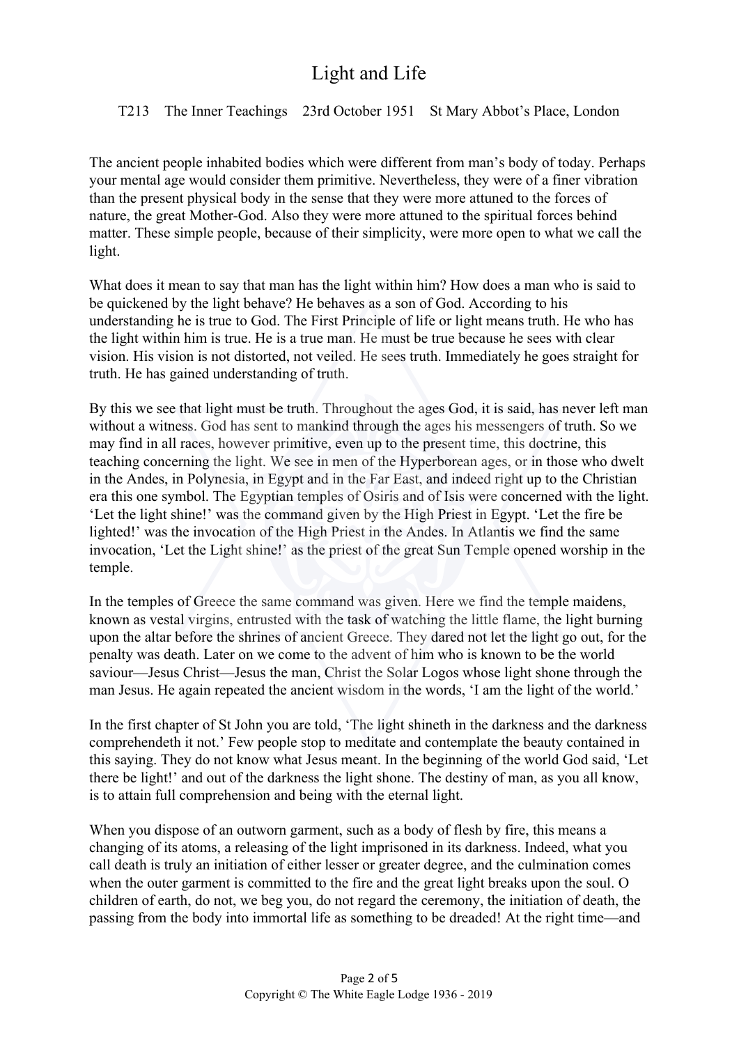# Light and Life

T213 The Inner Teachings 23rd October 1951 St Mary Abbot's Place, London

The ancient people inhabited bodies which were different from man's body of today. Perhaps your mental age would consider them primitive. Nevertheless, they were of a finer vibration than the present physical body in the sense that they were more attuned to the forces of nature, the great Mother-God. Also they were more attuned to the spiritual forces behind matter. These simple people, because of their simplicity, were more open to what we call the light.

What does it mean to say that man has the light within him? How does a man who is said to be quickened by the light behave? He behaves as a son of God. According to his understanding he is true to God. The First Principle of life or light means truth. He who has the light within him is true. He is a true man. He must be true because he sees with clear vision. His vision is not distorted, not veiled. He sees truth. Immediately he goes straight for truth. He has gained understanding of truth.

By this we see that light must be truth. Throughout the ages God, it is said, has never left man without a witness. God has sent to mankind through the ages his messengers of truth. So we may find in all races, however primitive, even up to the present time, this doctrine, this teaching concerning the light. We see in men of the Hyperborean ages, or in those who dwelt in the Andes, in Polynesia, in Egypt and in the Far East, and indeed right up to the Christian era this one symbol. The Egyptian temples of Osiris and of Isis were concerned with the light. 'Let the light shine!' was the command given by the High Priest in Egypt. 'Let the fire be lighted!' was the invocation of the High Priest in the Andes. In Atlantis we find the same invocation, 'Let the Light shine!' as the priest of the great Sun Temple opened worship in the temple.

In the temples of Greece the same command was given. Here we find the temple maidens, known as vestal virgins, entrusted with the task of watching the little flame, the light burning upon the altar before the shrines of ancient Greece. They dared not let the light go out, for the penalty was death. Later on we come to the advent of him who is known to be the world saviour—Jesus Christ—Jesus the man, Christ the Solar Logos whose light shone through the man Jesus. He again repeated the ancient wisdom in the words, 'I am the light of the world.'

In the first chapter of St John you are told, 'The light shineth in the darkness and the darkness comprehendeth it not.' Few people stop to meditate and contemplate the beauty contained in this saying. They do not know what Jesus meant. In the beginning of the world God said, 'Let there be light!' and out of the darkness the light shone. The destiny of man, as you all know, is to attain full comprehension and being with the eternal light.

When you dispose of an outworn garment, such as a body of flesh by fire, this means a changing of its atoms, a releasing of the light imprisoned in its darkness. Indeed, what you call death is truly an initiation of either lesser or greater degree, and the culmination comes when the outer garment is committed to the fire and the great light breaks upon the soul. O children of earth, do not, we beg you, do not regard the ceremony, the initiation of death, the passing from the body into immortal life as something to be dreaded! At the right time—and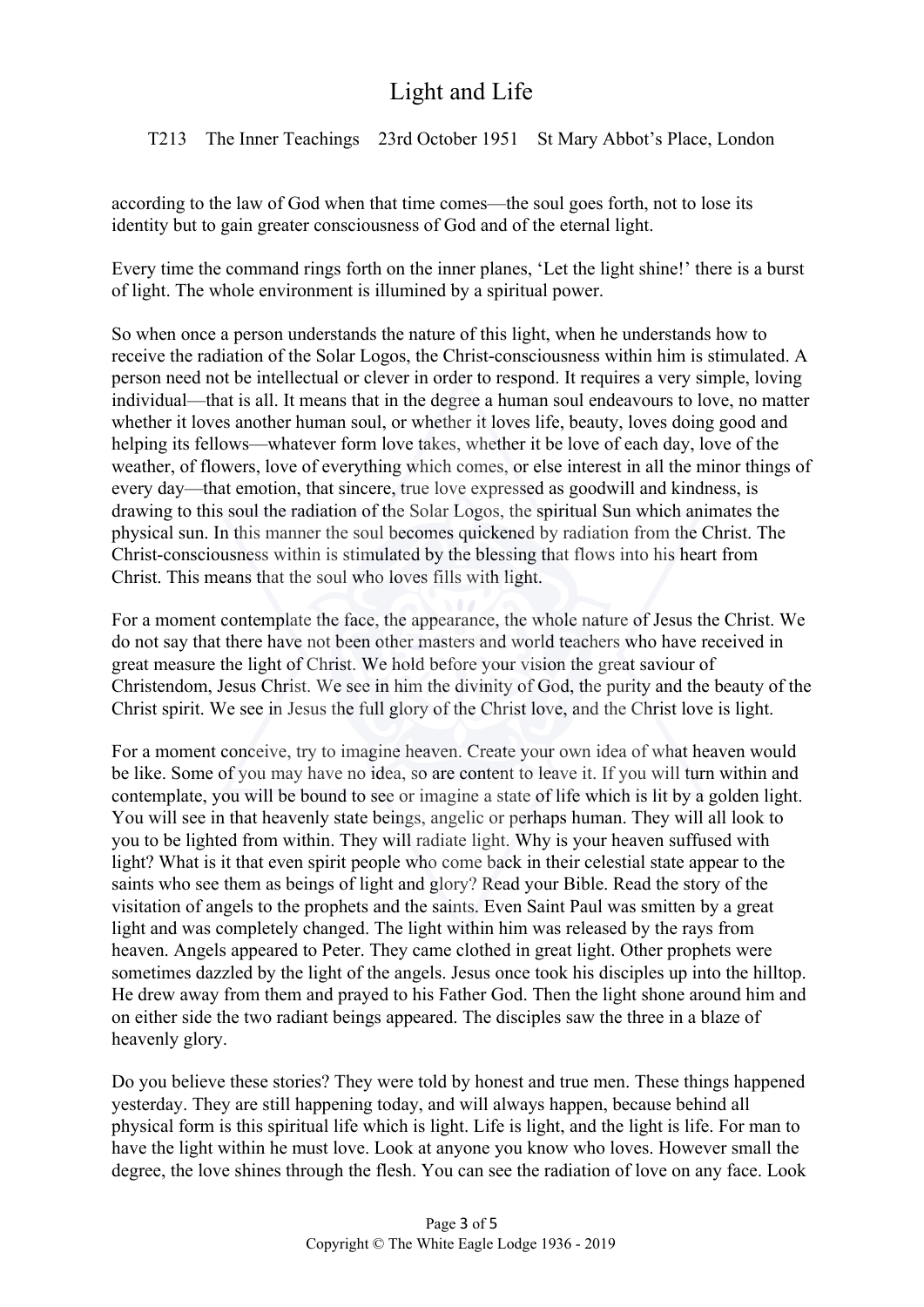according to the law of God when that time comes—the soul goes forth, not to lose its identity but to gain greater consciousness of God and of the eternal light.

Every time the command rings forth on the inner planes, 'Let the light shine!' there is a burst of light. The whole environment is illumined by a spiritual power.

So when once a person understands the nature of this light, when he understands how to receive the radiation of the Solar Logos, the Christ-consciousness within him is stimulated. A person need not be intellectual or clever in order to respond. It requires a very simple, loving individual—that is all. It means that in the degree a human soul endeavours to love, no matter whether it loves another human soul, or whether it loves life, beauty, loves doing good and helping its fellows—whatever form love takes, whether it be love of each day, love of the weather, of flowers, love of everything which comes, or else interest in all the minor things of every day—that emotion, that sincere, true love expressed as goodwill and kindness, is drawing to this soul the radiation of the Solar Logos, the spiritual Sun which animates the physical sun. In this manner the soul becomes quickened by radiation from the Christ. The Christ-consciousness within is stimulated by the blessing that flows into his heart from Christ. This means that the soul who loves fills with light.

For a moment contemplate the face, the appearance, the whole nature of Jesus the Christ. We do not say that there have not been other masters and world teachers who have received in great measure the light of Christ. We hold before your vision the great saviour of Christendom, Jesus Christ. We see in him the divinity of God, the purity and the beauty of the Christ spirit. We see in Jesus the full glory of the Christ love, and the Christ love is light.

For a moment conceive, try to imagine heaven. Create your own idea of what heaven would be like. Some of you may have no idea, so are content to leave it. If you will turn within and contemplate, you will be bound to see or imagine a state of life which is lit by a golden light. You will see in that heavenly state beings, angelic or perhaps human. They will all look to you to be lighted from within. They will radiate light. Why is your heaven suffused with light? What is it that even spirit people who come back in their celestial state appear to the saints who see them as beings of light and glory? Read your Bible. Read the story of the visitation of angels to the prophets and the saints. Even Saint Paul was smitten by a great light and was completely changed. The light within him was released by the rays from heaven. Angels appeared to Peter. They came clothed in great light. Other prophets were sometimes dazzled by the light of the angels. Jesus once took his disciples up into the hilltop. He drew away from them and prayed to his Father God. Then the light shone around him and on either side the two radiant beings appeared. The disciples saw the three in a blaze of heavenly glory.

Do you believe these stories? They were told by honest and true men. These things happened yesterday. They are still happening today, and will always happen, because behind all physical form is this spiritual life which is light. Life is light, and the light is life. For man to have the light within he must love. Look at anyone you know who loves. However small the degree, the love shines through the flesh. You can see the radiation of love on any face. Look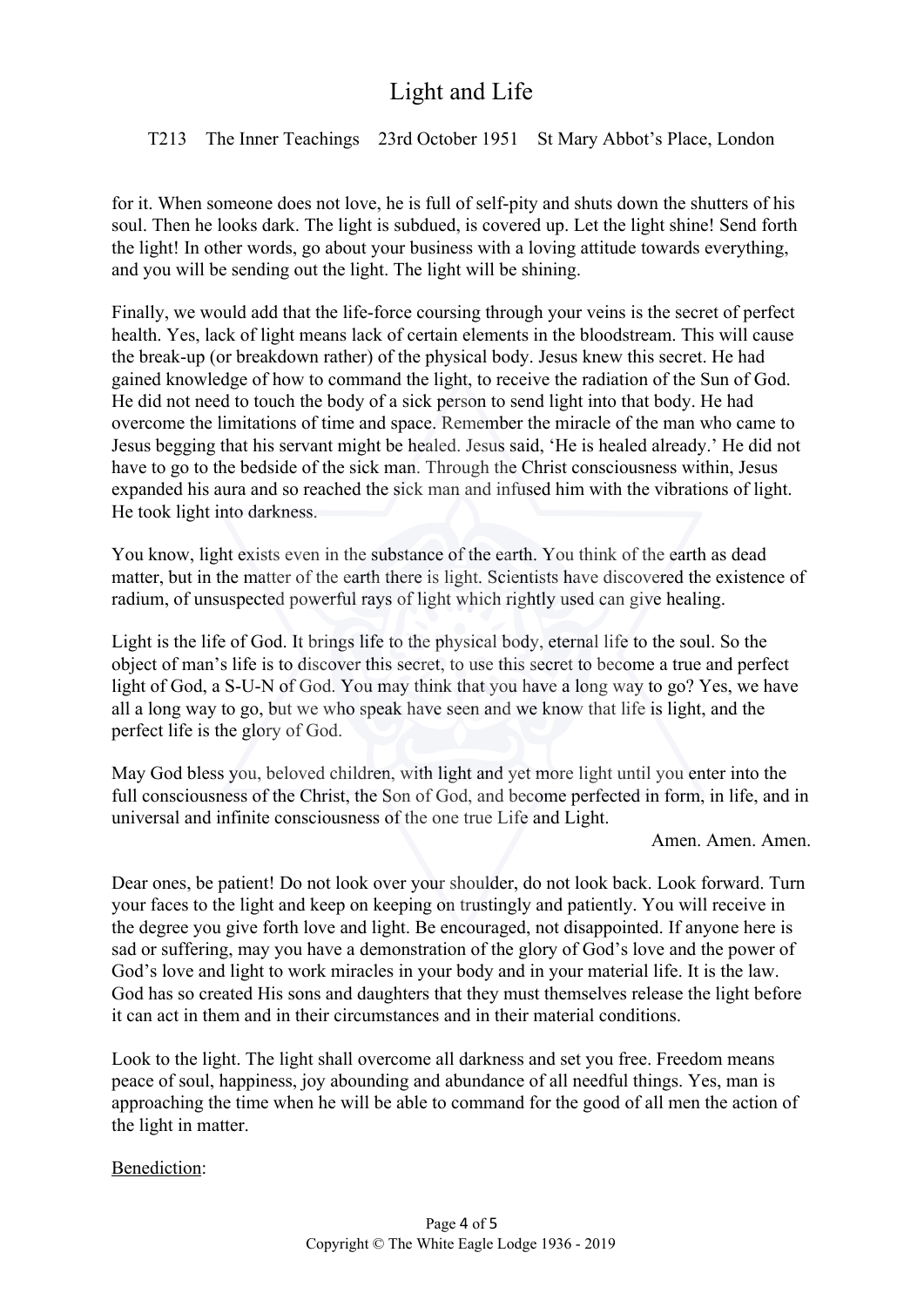for it. When someone does not love, he is full of self-pity and shuts down the shutters of his soul. Then he looks dark. The light is subdued, is covered up. Let the light shine! Send forth the light! In other words, go about your business with a loving attitude towards everything, and you will be sending out the light. The light will be shining.

Finally, we would add that the life-force coursing through your veins is the secret of perfect health. Yes, lack of light means lack of certain elements in the bloodstream. This will cause the break-up (or breakdown rather) of the physical body. Jesus knew this secret. He had gained knowledge of how to command the light, to receive the radiation of the Sun of God. He did not need to touch the body of a sick person to send light into that body. He had overcome the limitations of time and space. Remember the miracle of the man who came to Jesus begging that his servant might be healed. Jesus said, 'He is healed already.' He did not have to go to the bedside of the sick man. Through the Christ consciousness within, Jesus expanded his aura and so reached the sick man and infused him with the vibrations of light. He took light into darkness.

You know, light exists even in the substance of the earth. You think of the earth as dead matter, but in the matter of the earth there is light. Scientists have discovered the existence of radium, of unsuspected powerful rays of light which rightly used can give healing.

Light is the life of God. It brings life to the physical body, eternal life to the soul. So the object of man's life is to discover this secret, to use this secret to become a true and perfect light of God, a S-U-N of God. You may think that you have a long way to go? Yes, we have all a long way to go, but we who speak have seen and we know that life is light, and the perfect life is the glory of God.

May God bless you, beloved children, with light and yet more light until you enter into the full consciousness of the Christ, the Son of God, and become perfected in form, in life, and in universal and infinite consciousness of the one true Life and Light.

Amen. Amen. Amen.

Dear ones, be patient! Do not look over your shoulder, do not look back. Look forward. Turn your faces to the light and keep on keeping on trustingly and patiently. You will receive in the degree you give forth love and light. Be encouraged, not disappointed. If anyone here is sad or suffering, may you have a demonstration of the glory of God's love and the power of God's love and light to work miracles in your body and in your material life. It is the law. God has so created His sons and daughters that they must themselves release the light before it can act in them and in their circumstances and in their material conditions.

Look to the light. The light shall overcome all darkness and set you free. Freedom means peace of soul, happiness, joy abounding and abundance of all needful things. Yes, man is approaching the time when he will be able to command for the good of all men the action of the light in matter.

<u>Benediction</u>: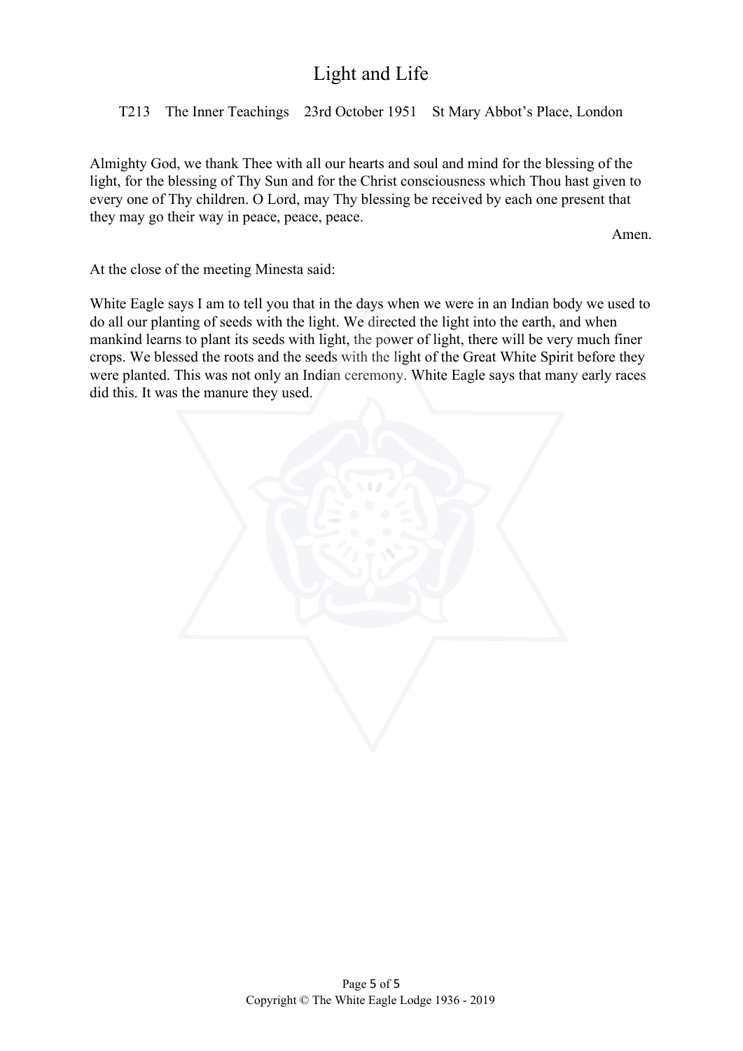Almighty God, we thank Thee with all our hearts and soul and mind for the blessing of the light, for the blessing of Thy Sun and for the Christ consciousness which Thou hast given to every one of Thy children. O Lord, may Thy blessing be received by each one present that they may go their way in peace, peace, peace.

Amen.

At the close of the meeting Minesta said:

White Eagle says I am to tell you that in the days when we were in an Indian body we used to do all our planting of seeds with the light. We directed the light into the earth, and when mankind learns to plant its seeds with light, the power of light, there will be very much finer crops. We blessed the roots and the seeds with the light of the Great White Spirit before they were planted. This was not only an Indian ceremony. White Eagle says that many early races did this. It was the manure they used.